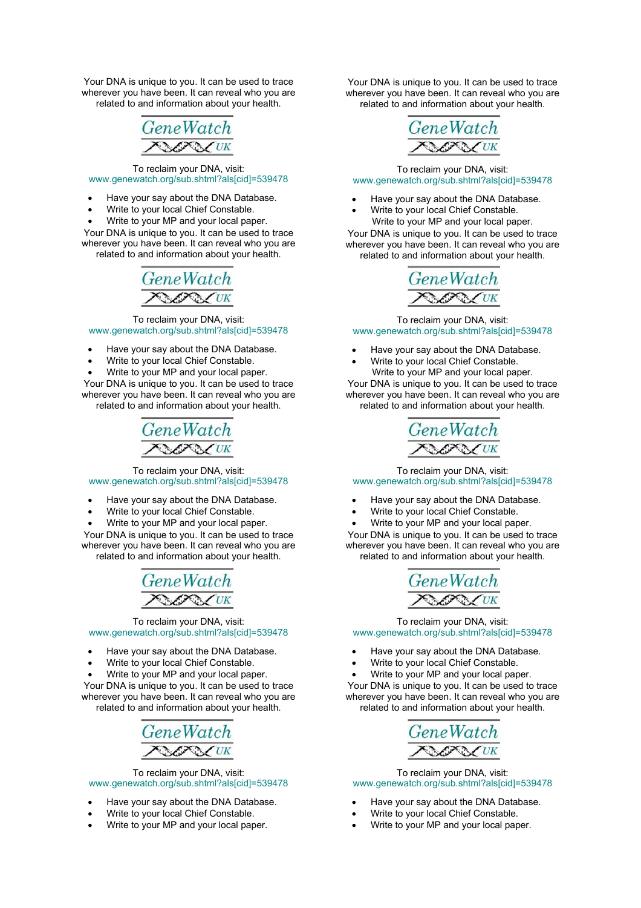Your DNA is unique to you. It can be used to trace wherever you have been. It can reveal who you are related to and information about your health.

GeneWatch UK

To reclaim your DNA, visit:
www.genewatch.org/sub.shtml?als[cid]=539478

- Have your say about the DNA Database.
- Write to your local Chief Constable.
- Write to your MP and your local paper.

Your DNA is unique to you. It can be used to trace wherever you have been. It can reveal who you are related to and information about your health.

GeneWatch UK

To reclaim your DNA, visit:
www.genewatch.org/sub.shtml?als[cid]=539478

- Have your say about the DNA Database.
- Write to your local Chief Constable.
- Write to your MP and your local paper.

Your DNA is unique to you. It can be used to trace wherever you have been. It can reveal who you are related to and information about your health.

GeneWatch UK

To reclaim your DNA, visit:
www.genewatch.org/sub.shtml?als[cid]=539478

- Have your say about the DNA Database.
- Write to your local Chief Constable.
- Write to your MP and your local paper.

Your DNA is unique to you. It can be used to trace wherever you have been. It can reveal who you are related to and information about your health.

GeneWatch UK

To reclaim your DNA, visit:
www.genewatch.org/sub.shtml?als[cid]=539478

- Have your say about the DNA Database.
- Write to your local Chief Constable.
- Write to your MP and your local paper.

Your DNA is unique to you. It can be used to trace wherever you have been. It can reveal who you are related to and information about your health.

GeneWatch UK

To reclaim your DNA, visit:
www.genewatch.org/sub.shtml?als[cid]=539478

- Have your say about the DNA Database.
- Write to your local Chief Constable.
- Write to your MP and your local paper.

Your DNA is unique to you. It can be used to trace wherever you have been. It can reveal who you are related to and information about your health.

GeneWatch UK

To reclaim your DNA, visit:
www.genewatch.org/sub.shtml?als[cid]=539478

- Have your say about the DNA Database.
- Write to your local Chief Constable.

Write to your MP and your local paper.

Your DNA is unique to you. It can be used to trace wherever you have been. It can reveal who you are related to and information about your health.

GeneWatch UK

To reclaim your DNA, visit:
www.genewatch.org/sub.shtml?als[cid]=539478

- Have your say about the DNA Database.
- Write to your local Chief Constable.

Write to your MP and your local paper.

Your DNA is unique to you. It can be used to trace wherever you have been. It can reveal who you are related to and information about your health.

GeneWatch UK

To reclaim your DNA, visit:
www.genewatch.org/sub.shtml?als[cid]=539478

- Have your say about the DNA Database.
- Write to your local Chief Constable.
- Write to your MP and your local paper.

Your DNA is unique to you. It can be used to trace wherever you have been. It can reveal who you are related to and information about your health.

GeneWatch UK

To reclaim your DNA, visit:
www.genewatch.org/sub.shtml?als[cid]=539478

- Have your say about the DNA Database.
- Write to your local Chief Constable.
- Write to your MP and your local paper.

Your DNA is unique to you. It can be used to trace wherever you have been. It can reveal who you are related to and information about your health.

GeneWatch UK

To reclaim your DNA, visit:
www.genewatch.org/sub.shtml?als[cid]=539478

- Have your say about the DNA Database.
- Write to your local Chief Constable.
- Write to your MP and your local paper.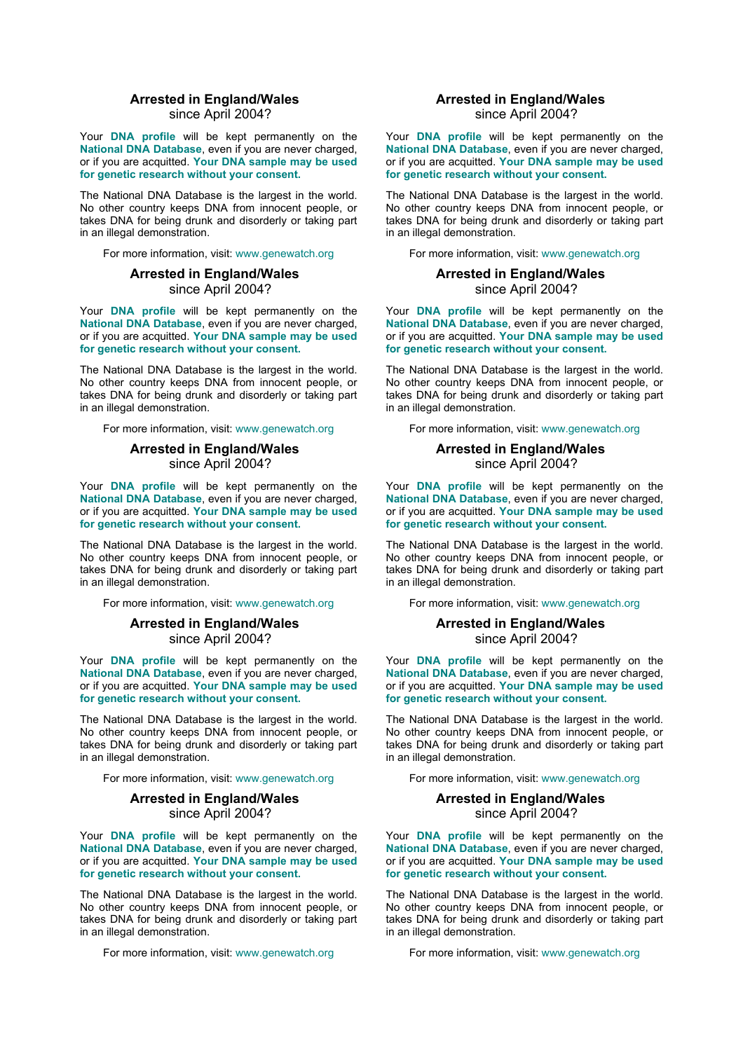**Arrested in England/Wales**
since April 2004?

Your **DNA profile** will be kept permanently on the **National DNA Database**, even if you are never charged, or if you are acquitted. **Your DNA sample may be used for genetic research without your consent.**

The National DNA Database is the largest in the world. No other country keeps DNA from innocent people, or takes DNA for being drunk and disorderly or taking part in an illegal demonstration.

For more information, visit: www.genewatch.org

**Arrested in England/Wales**
since April 2004?

Your **DNA profile** will be kept permanently on the **National DNA Database**, even if you are never charged, or if you are acquitted. **Your DNA sample may be used for genetic research without your consent.**

The National DNA Database is the largest in the world. No other country keeps DNA from innocent people, or takes DNA for being drunk and disorderly or taking part in an illegal demonstration.

For more information, visit: www.genewatch.org

**Arrested in England/Wales**
since April 2004?

Your **DNA profile** will be kept permanently on the **National DNA Database**, even if you are never charged, or if you are acquitted. **Your DNA sample may be used for genetic research without your consent.**

The National DNA Database is the largest in the world. No other country keeps DNA from innocent people, or takes DNA for being drunk and disorderly or taking part in an illegal demonstration.

For more information, visit: www.genewatch.org

**Arrested in England/Wales**
since April 2004?

Your **DNA profile** will be kept permanently on the **National DNA Database**, even if you are never charged, or if you are acquitted. **Your DNA sample may be used for genetic research without your consent.**

The National DNA Database is the largest in the world. No other country keeps DNA from innocent people, or takes DNA for being drunk and disorderly or taking part in an illegal demonstration.

For more information, visit: www.genewatch.org

**Arrested in England/Wales**
since April 2004?

Your **DNA profile** will be kept permanently on the **National DNA Database**, even if you are never charged, or if you are acquitted. **Your DNA sample may be used for genetic research without your consent.**

The National DNA Database is the largest in the world. No other country keeps DNA from innocent people, or takes DNA for being drunk and disorderly or taking part in an illegal demonstration.

For more information, visit: www.genewatch.org

**Arrested in England/Wales**
since April 2004?

Your **DNA profile** will be kept permanently on the **National DNA Database**, even if you are never charged, or if you are acquitted. **Your DNA sample may be used for genetic research without your consent.**

The National DNA Database is the largest in the world. No other country keeps DNA from innocent people, or takes DNA for being drunk and disorderly or taking part in an illegal demonstration.

For more information, visit: www.genewatch.org

**Arrested in England/Wales**
since April 2004?

Your **DNA profile** will be kept permanently on the **National DNA Database**, even if you are never charged, or if you are acquitted. **Your DNA sample may be used for genetic research without your consent.**

The National DNA Database is the largest in the world. No other country keeps DNA from innocent people, or takes DNA for being drunk and disorderly or taking part in an illegal demonstration.

For more information, visit: www.genewatch.org

**Arrested in England/Wales**
since April 2004?

Your **DNA profile** will be kept permanently on the **National DNA Database**, even if you are never charged, or if you are acquitted. **Your DNA sample may be used for genetic research without your consent.**

The National DNA Database is the largest in the world. No other country keeps DNA from innocent people, or takes DNA for being drunk and disorderly or taking part in an illegal demonstration.

For more information, visit: www.genewatch.org

**Arrested in England/Wales**
since April 2004?

Your **DNA profile** will be kept permanently on the **National DNA Database**, even if you are never charged, or if you are acquitted. **Your DNA sample may be used for genetic research without your consent.**

The National DNA Database is the largest in the world. No other country keeps DNA from innocent people, or takes DNA for being drunk and disorderly or taking part in an illegal demonstration.

For more information, visit: www.genewatch.org

**Arrested in England/Wales**
since April 2004?

Your **DNA profile** will be kept permanently on the **National DNA Database**, even if you are never charged, or if you are acquitted. **Your DNA sample may be used for genetic research without your consent.**

The National DNA Database is the largest in the world. No other country keeps DNA from innocent people, or takes DNA for being drunk and disorderly or taking part in an illegal demonstration.

For more information, visit: www.genewatch.org